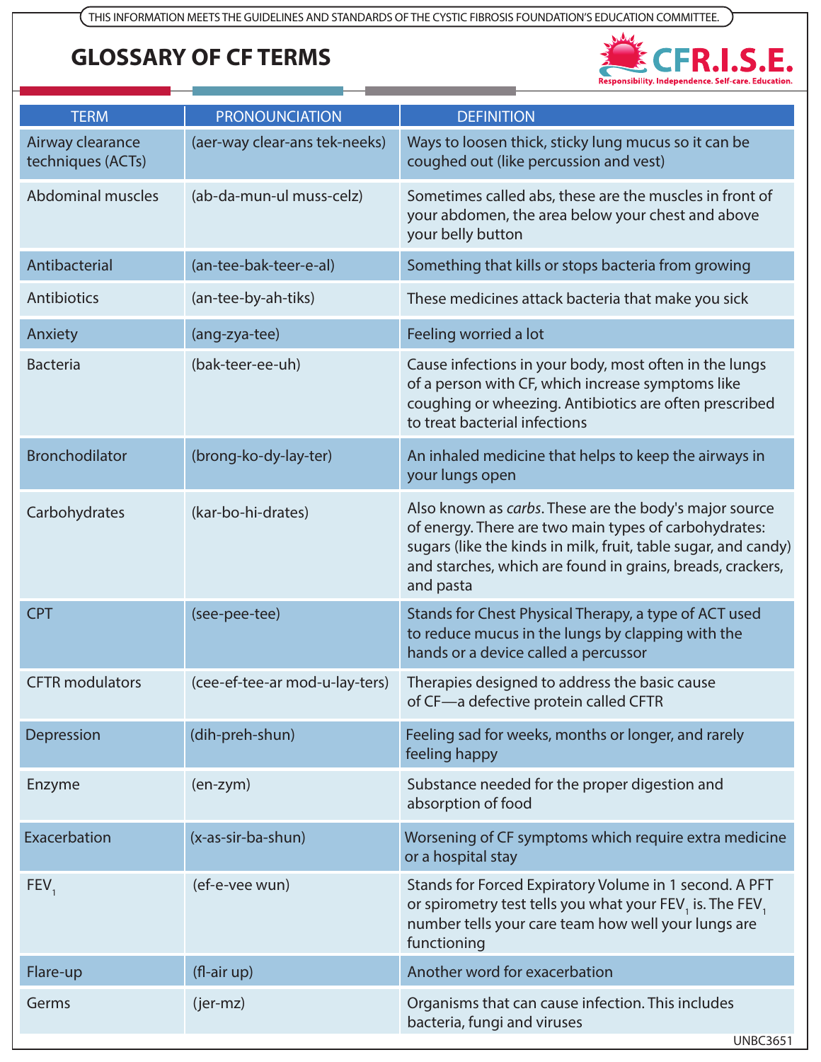THIS INFORMATION MEETS THE GUIDELINES AND STANDARDS OF THE CYSTIC FIBROSIS FOUNDATION'S EDUCATION COMMITTEE.

# GLOSSARY OF CF TERMS

CF R.I.S.E.
Responsibility. Independence. Self-care. Education.

| TERM | PRONOUNCIATION | DEFINITION |
|---|---|---|
| Airway clearance techniques (ACTs) | (aer-way clear-ans tek-neeks) | Ways to loosen thick, sticky lung mucus so it can be coughed out (like percussion and vest) |
| Abdominal muscles | (ab-da-mun-ul muss-celz) | Sometimes called abs, these are the muscles in front of your abdomen, the area below your chest and above your belly button |
| Antibacterial | (an-tee-bak-teer-e-al) | Something that kills or stops bacteria from growing |
| Antibiotics | (an-tee-by-ah-tiks) | These medicines attack bacteria that make you sick |
| Anxiety | (ang-zya-tee) | Feeling worried a lot |
| Bacteria | (bak-teer-ee-uh) | Cause infections in your body, most often in the lungs of a person with CF, which increase symptoms like coughing or wheezing. Antibiotics are often prescribed to treat bacterial infections |
| Bronchodilator | (brong-ko-dy-lay-ter) | An inhaled medicine that helps to keep the airways in your lungs open |
| Carbohydrates | (kar-bo-hi-drates) | Also known as *carbs*. These are the body's major source of energy. There are two main types of carbohydrates: sugars (like the kinds in milk, fruit, table sugar, and candy) and starches, which are found in grains, breads, crackers, and pasta |
| CPT | (see-pee-tee) | Stands for Chest Physical Therapy, a type of ACT used to reduce mucus in the lungs by clapping with the hands or a device called a percussor |
| CFTR modulators | (cee-ef-tee-ar mod-u-lay-ters) | Therapies designed to address the basic cause of CF—a defective protein called CFTR |
| Depression | (dih-preh-shun) | Feeling sad for weeks, months or longer, and rarely feeling happy |
| Enzyme | (en-zym) | Substance needed for the proper digestion and absorption of food |
| Exacerbation | (x-as-sir-ba-shun) | Worsening of CF symptoms which require extra medicine or a hospital stay |
| $FEV_1$ | (ef-e-vee wun) | Stands for Forced Expiratory Volume in 1 second. A PFT or spirometry test tells you what your $FEV_1$ is. The $FEV_1$ number tells your care team how well your lungs are functioning |
| Flare-up | (fl-air up) | Another word for exacerbation |
| Germs | (jer-mz) | Organisms that can cause infection. This includes bacteria, fungi and viruses |

UNBC3651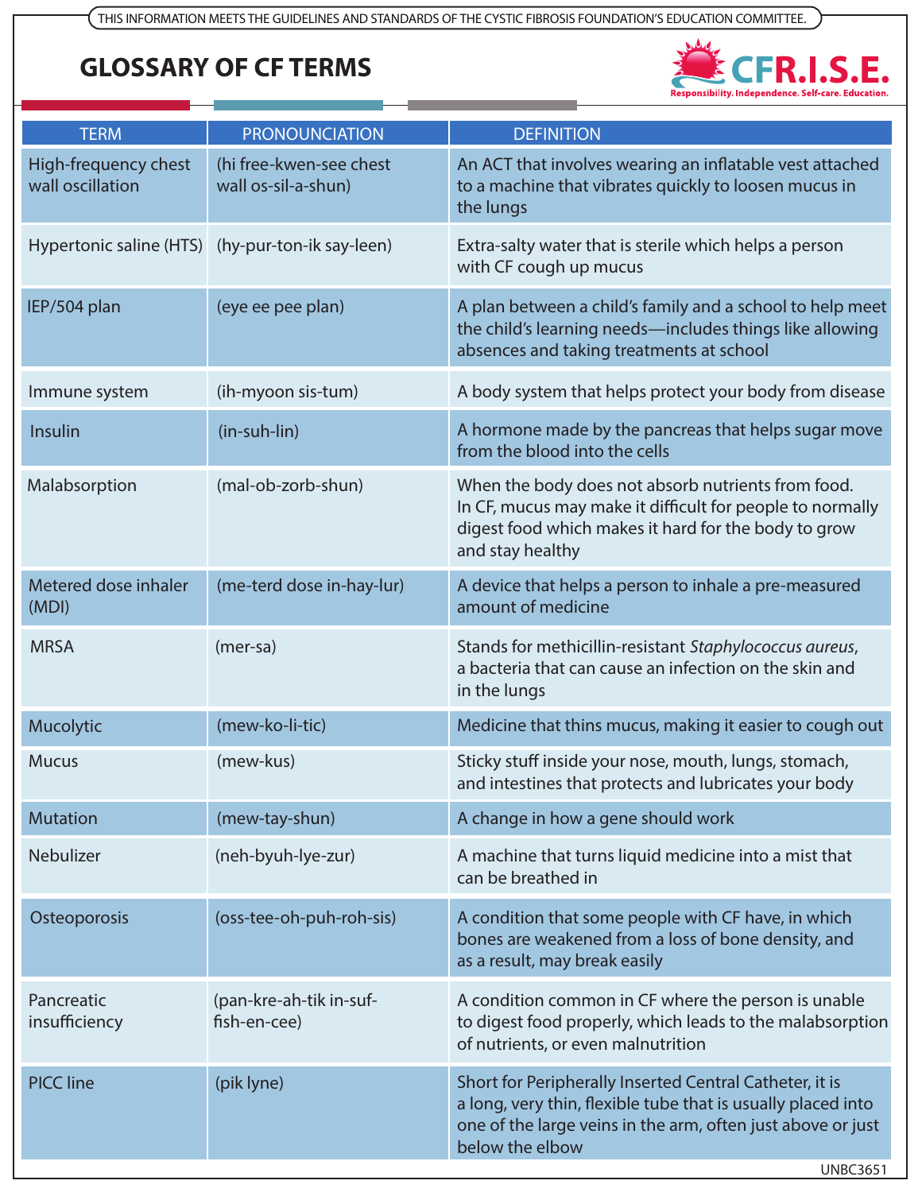THIS INFORMATION MEETS THE GUIDELINES AND STANDARDS OF THE CYSTIC FIBROSIS FOUNDATION'S EDUCATION COMMITTEE.

# GLOSSARY OF CF TERMS

CFR.I.S.E.
Responsibility. Independence. Self-care. Education.

| TERM | PRONOUNCIATION | DEFINITION |
|---|---|---|
| High-frequency chest wall oscillation | (hi free-kwen-see chest wall os-sil-a-shun) | An ACT that involves wearing an inflatable vest attached to a machine that vibrates quickly to loosen mucus in the lungs |
| Hypertonic saline (HTS) | (hy-pur-ton-ik say-leen) | Extra-salty water that is sterile which helps a person with CF cough up mucus |
| IEP/504 plan | (eye ee pee plan) | A plan between a child's family and a school to help meet the child's learning needs—includes things like allowing absences and taking treatments at school |
| Immune system | (ih-myoon sis-tum) | A body system that helps protect your body from disease |
| Insulin | (in-suh-lin) | A hormone made by the pancreas that helps sugar move from the blood into the cells |
| Malabsorption | (mal-ob-zorb-shun) | When the body does not absorb nutrients from food. In CF, mucus may make it difficult for people to normally digest food which makes it hard for the body to grow and stay healthy |
| Metered dose inhaler (MDI) | (me-terd dose in-hay-lur) | A device that helps a person to inhale a pre-measured amount of medicine |
| MRSA | (mer-sa) | Stands for methicillin-resistant *Staphylococcus aureus*, a bacteria that can cause an infection on the skin and in the lungs |
| Mucolytic | (mew-ko-li-tic) | Medicine that thins mucus, making it easier to cough out |
| Mucus | (mew-kus) | Sticky stuff inside your nose, mouth, lungs, stomach, and intestines that protects and lubricates your body |
| Mutation | (mew-tay-shun) | A change in how a gene should work |
| Nebulizer | (neh-byuh-lye-zur) | A machine that turns liquid medicine into a mist that can be breathed in |
| Osteoporosis | (oss-tee-oh-puh-roh-sis) | A condition that some people with CF have, in which bones are weakened from a loss of bone density, and as a result, may break easily |
| Pancreatic insufficiency | (pan-kre-ah-tik in-suf-fish-en-cee) | A condition common in CF where the person is unable to digest food properly, which leads to the malabsorption of nutrients, or even malnutrition |
| PICC line | (pik lyne) | Short for Peripherally Inserted Central Catheter, it is a long, very thin, flexible tube that is usually placed into one of the large veins in the arm, often just above or just below the elbow |

UNBC3651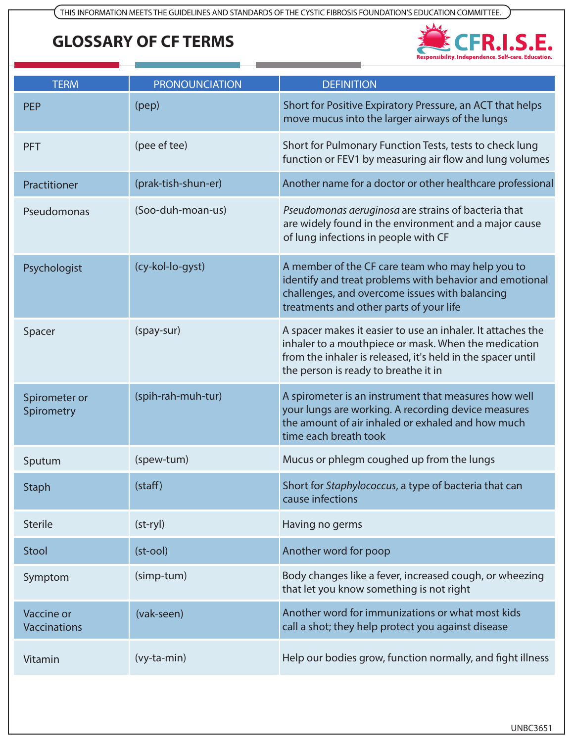THIS INFORMATION MEETS THE GUIDELINES AND STANDARDS OF THE CYSTIC FIBROSIS FOUNDATION'S EDUCATION COMMITTEE.

# GLOSSARY OF CF TERMS

CFR.I.S.E.
Responsibility. Independence. Self-care. Education.

| TERM | PRONOUNCIATION | DEFINITION |
|---|---|---|
| PEP | (pep) | Short for Positive Expiratory Pressure, an ACT that helps move mucus into the larger airways of the lungs |
| PFT | (pee ef tee) | Short for Pulmonary Function Tests, tests to check lung function or FEV1 by measuring air flow and lung volumes |
| Practitioner | (prak-tish-shun-er) | Another name for a doctor or other healthcare professional |
| Pseudomonas | (Soo-duh-moan-us) | *Pseudomonas aeruginosa* are strains of bacteria that are widely found in the environment and a major cause of lung infections in people with CF |
| Psychologist | (cy-kol-lo-gyst) | A member of the CF care team who may help you to identify and treat problems with behavior and emotional challenges, and overcome issues with balancing treatments and other parts of your life |
| Spacer | (spay-sur) | A spacer makes it easier to use an inhaler. It attaches the inhaler to a mouthpiece or mask. When the medication from the inhaler is released, it's held in the spacer until the person is ready to breathe it in |
| Spirometer or Spirometry | (spih-rah-muh-tur) | A spirometer is an instrument that measures how well your lungs are working. A recording device measures the amount of air inhaled or exhaled and how much time each breath took |
| Sputum | (spew-tum) | Mucus or phlegm coughed up from the lungs |
| Staph | (staff) | Short for *Staphylococcus*, a type of bacteria that can cause infections |
| Sterile | (st-ryl) | Having no germs |
| Stool | (st-ool) | Another word for poop |
| Symptom | (simp-tum) | Body changes like a fever, increased cough, or wheezing that let you know something is not right |
| Vaccine or Vaccinations | (vak-seen) | Another word for immunizations or what most kids call a shot; they help protect you against disease |
| Vitamin | (vy-ta-min) | Help our bodies grow, function normally, and fight illness |

UNBC3651